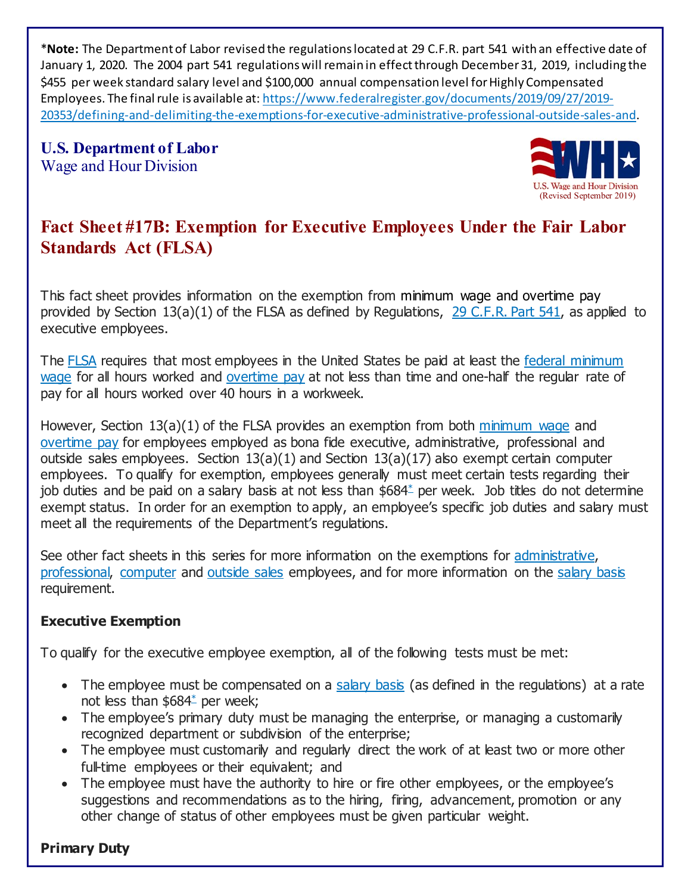***Note:** The Department of Labor revised the regulations located at 29 C.F.R. part 541 with an effective date of January 1, 2020. The 2004 part 541 regulations will remain in effect through December 31, 2019, including the $455 per week standard salary level and $100,000 annual compensation level for Highly Compensated Employees. The final rule is available at: https://www.federalregister.gov/documents/2019/09/27/2019-20353/defining-and-delimiting-the-exemptions-for-executive-administrative-professional-outside-sales-and.

**U.S. Department of Labor**
Wage and Hour Division

U.S. Wage and Hour Division
(Revised September 2019)

# Fact Sheet #17B: Exemption for Executive Employees Under the Fair Labor Standards Act (FLSA)

This fact sheet provides information on the exemption from minimum wage and overtime pay provided by Section 13(a)(1) of the FLSA as defined by Regulations, 29 C.F.R. Part 541, as applied to executive employees.

The FLSA requires that most employees in the United States be paid at least the federal minimum wage for all hours worked and overtime pay at not less than time and one-half the regular rate of pay for all hours worked over 40 hours in a workweek.

However, Section 13(a)(1) of the FLSA provides an exemption from both minimum wage and overtime pay for employees employed as bona fide executive, administrative, professional and outside sales employees. Section 13(a)(1) and Section 13(a)(17) also exempt certain computer employees. To qualify for exemption, employees generally must meet certain tests regarding their job duties and be paid on a salary basis at not less than $684* per week. Job titles do not determine exempt status. In order for an exemption to apply, an employee's specific job duties and salary must meet all the requirements of the Department's regulations.

See other fact sheets in this series for more information on the exemptions for administrative, professional, computer and outside sales employees, and for more information on the salary basis requirement.

### Executive Exemption

To qualify for the executive employee exemption, all of the following tests must be met:

- The employee must be compensated on a salary basis (as defined in the regulations) at a rate not less than $684* per week;
- The employee's primary duty must be managing the enterprise, or managing a customarily recognized department or subdivision of the enterprise;
- The employee must customarily and regularly direct the work of at least two or more other full-time employees or their equivalent; and
- The employee must have the authority to hire or fire other employees, or the employee's suggestions and recommendations as to the hiring, firing, advancement, promotion or any other change of status of other employees must be given particular weight.

### Primary Duty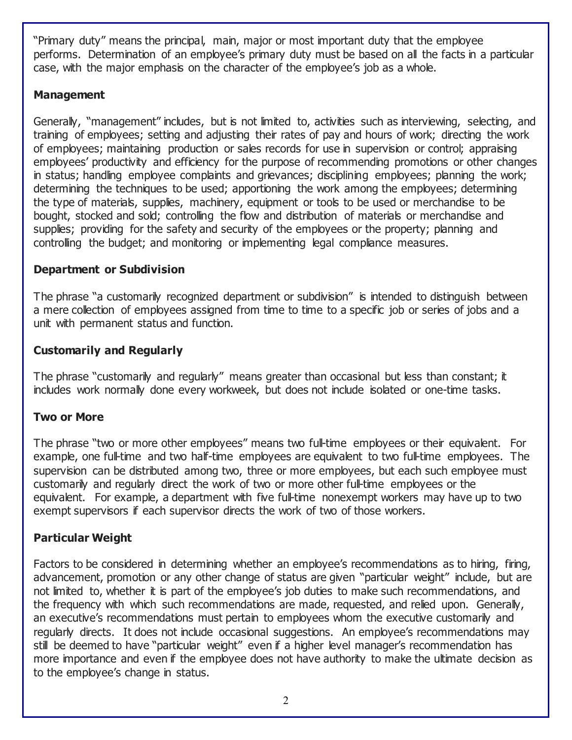"Primary duty" means the principal, main, major or most important duty that the employee performs. Determination of an employee's primary duty must be based on all the facts in a particular case, with the major emphasis on the character of the employee's job as a whole.

### Management

Generally, "management" includes, but is not limited to, activities such as interviewing, selecting, and training of employees; setting and adjusting their rates of pay and hours of work; directing the work of employees; maintaining production or sales records for use in supervision or control; appraising employees' productivity and efficiency for the purpose of recommending promotions or other changes in status; handling employee complaints and grievances; disciplining employees; planning the work; determining the techniques to be used; apportioning the work among the employees; determining the type of materials, supplies, machinery, equipment or tools to be used or merchandise to be bought, stocked and sold; controlling the flow and distribution of materials or merchandise and supplies; providing for the safety and security of the employees or the property; planning and controlling the budget; and monitoring or implementing legal compliance measures.

### Department or Subdivision

The phrase "a customarily recognized department or subdivision" is intended to distinguish between a mere collection of employees assigned from time to time to a specific job or series of jobs and a unit with permanent status and function.

### Customarily and Regularly

The phrase "customarily and regularly" means greater than occasional but less than constant; it includes work normally done every workweek, but does not include isolated or one-time tasks.

### Two or More

The phrase "two or more other employees" means two full-time employees or their equivalent. For example, one full-time and two half-time employees are equivalent to two full-time employees. The supervision can be distributed among two, three or more employees, but each such employee must customarily and regularly direct the work of two or more other full-time employees or the equivalent. For example, a department with five full-time nonexempt workers may have up to two exempt supervisors if each supervisor directs the work of two of those workers.

### Particular Weight

Factors to be considered in determining whether an employee's recommendations as to hiring, firing, advancement, promotion or any other change of status are given "particular weight" include, but are not limited to, whether it is part of the employee's job duties to make such recommendations, and the frequency with which such recommendations are made, requested, and relied upon. Generally, an executive's recommendations must pertain to employees whom the executive customarily and regularly directs. It does not include occasional suggestions. An employee's recommendations may still be deemed to have "particular weight" even if a higher level manager's recommendation has more importance and even if the employee does not have authority to make the ultimate decision as to the employee's change in status.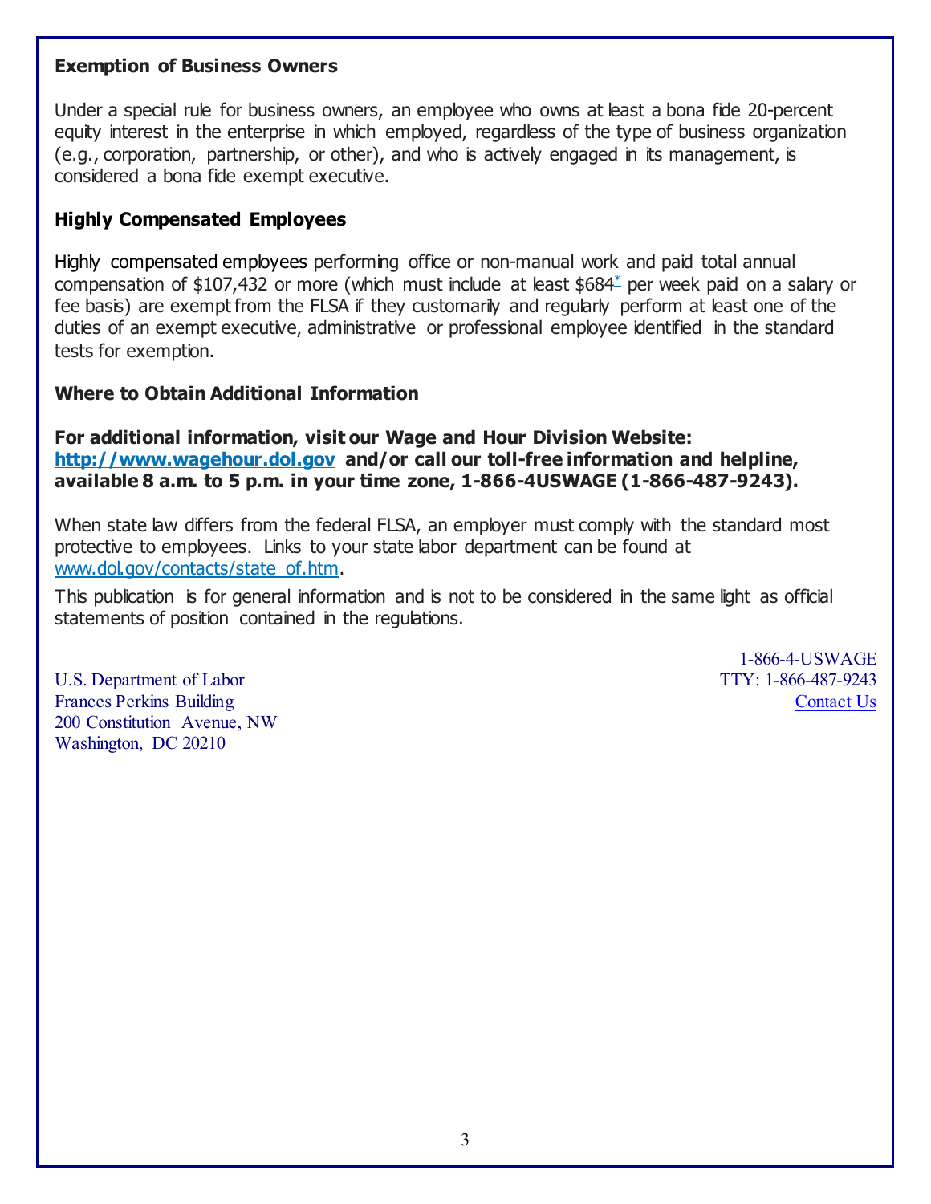### Exemption of Business Owners

Under a special rule for business owners, an employee who owns at least a bona fide 20-percent equity interest in the enterprise in which employed, regardless of the type of business organization (e.g., corporation, partnership, or other), and who is actively engaged in its management, is considered a bona fide exempt executive.

### Highly Compensated Employees

Highly compensated employees performing office or non-manual work and paid total annual compensation of $107,432 or more (which must include at least $684* per week paid on a salary or fee basis) are exempt from the FLSA if they customarily and regularly perform at least one of the duties of an exempt executive, administrative or professional employee identified in the standard tests for exemption.

### Where to Obtain Additional Information

**For additional information, visit our Wage and Hour Division Website: [http://www.wagehour.dol.gov](http://www.wagehour.dol.gov) and/or call our toll-free information and helpline, available 8 a.m. to 5 p.m. in your time zone, 1-866-4USWAGE (1-866-487-9243).**

When state law differs from the federal FLSA, an employer must comply with the standard most protective to employees. Links to your state labor department can be found at [www.dol.gov/contacts/state_of.htm](www.dol.gov/contacts/state_of.htm).

This publication is for general information and is not to be considered in the same light as official statements of position contained in the regulations.

U.S. Department of Labor
Frances Perkins Building
200 Constitution Avenue, NW
Washington, DC 20210

1-866-4-USWAGE
TTY: 1-866-487-9243
Contact Us